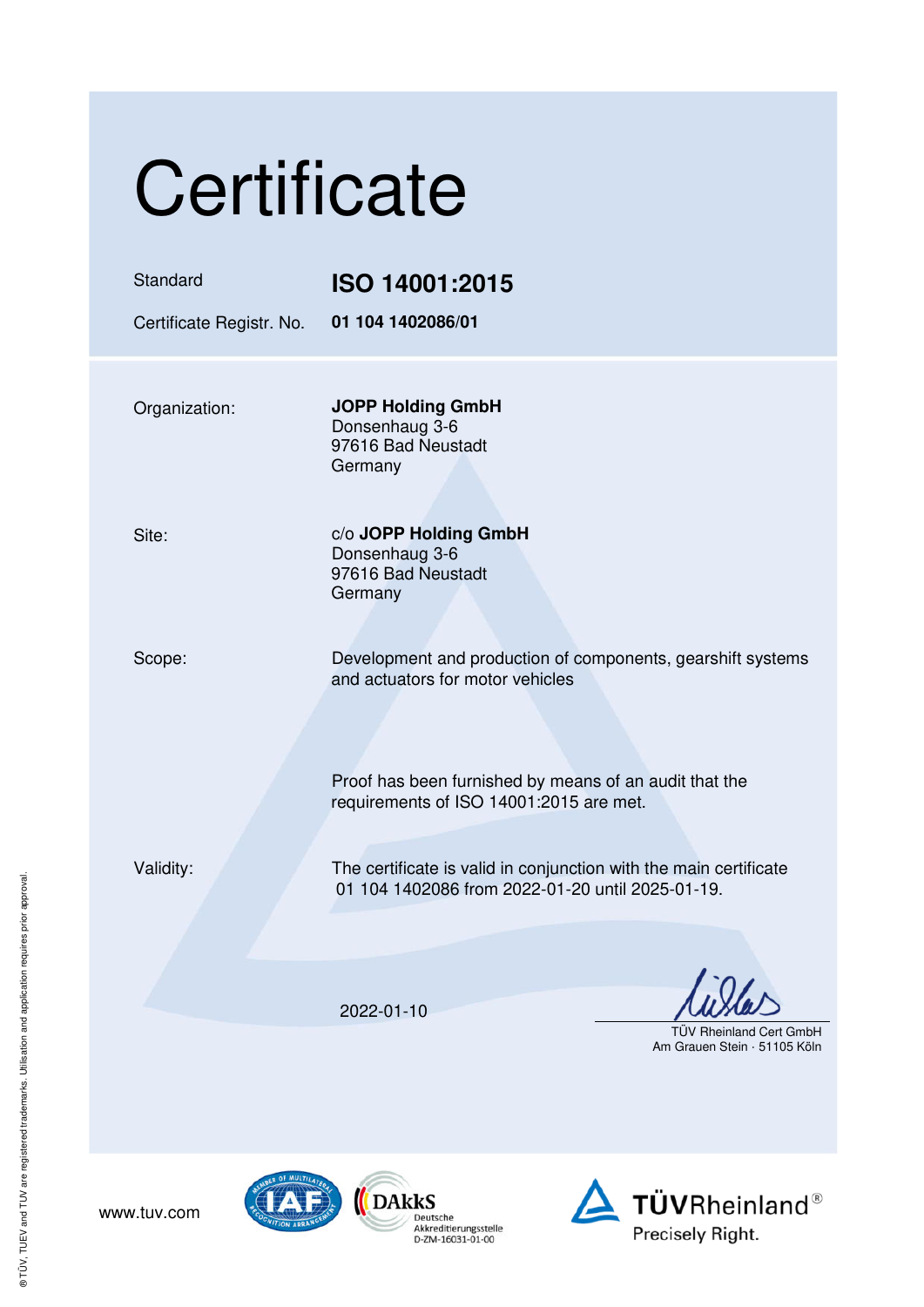# Certificate

| | |
|---|---|
| Standard | **ISO 14001:2015** |
| Certificate Registr. No. | **01 104 1402086/01** |

| | |
|---|---|
| Organization: | **JOPP Holding GmbH**<br>Donsenhaug 3-6<br>97616 Bad Neustadt<br>Germany |
| Site: | c/o **JOPP Holding GmbH**<br>Donsenhaug 3-6<br>97616 Bad Neustadt<br>Germany |
| Scope: | Development and production of components, gearshift systems and actuators for motor vehicles |

Proof has been furnished by means of an audit that the requirements of ISO 14001:2015 are met.

Validity: The certificate is valid in conjunction with the main certificate 01 104 1402086 from 2022-01-20 until 2025-01-19.

2022-01-10

TÜV Rheinland Cert GmbH
Am Grauen Stein · 51105 Köln

www.tuv.com

DAkkS Deutsche Akkreditierungsstelle D-ZM-16031-01-00

TÜVRheinland® Precisely Right.

® TÜV, TUEV and TUV are registered trademarks. Utilisation and application requires prior approval.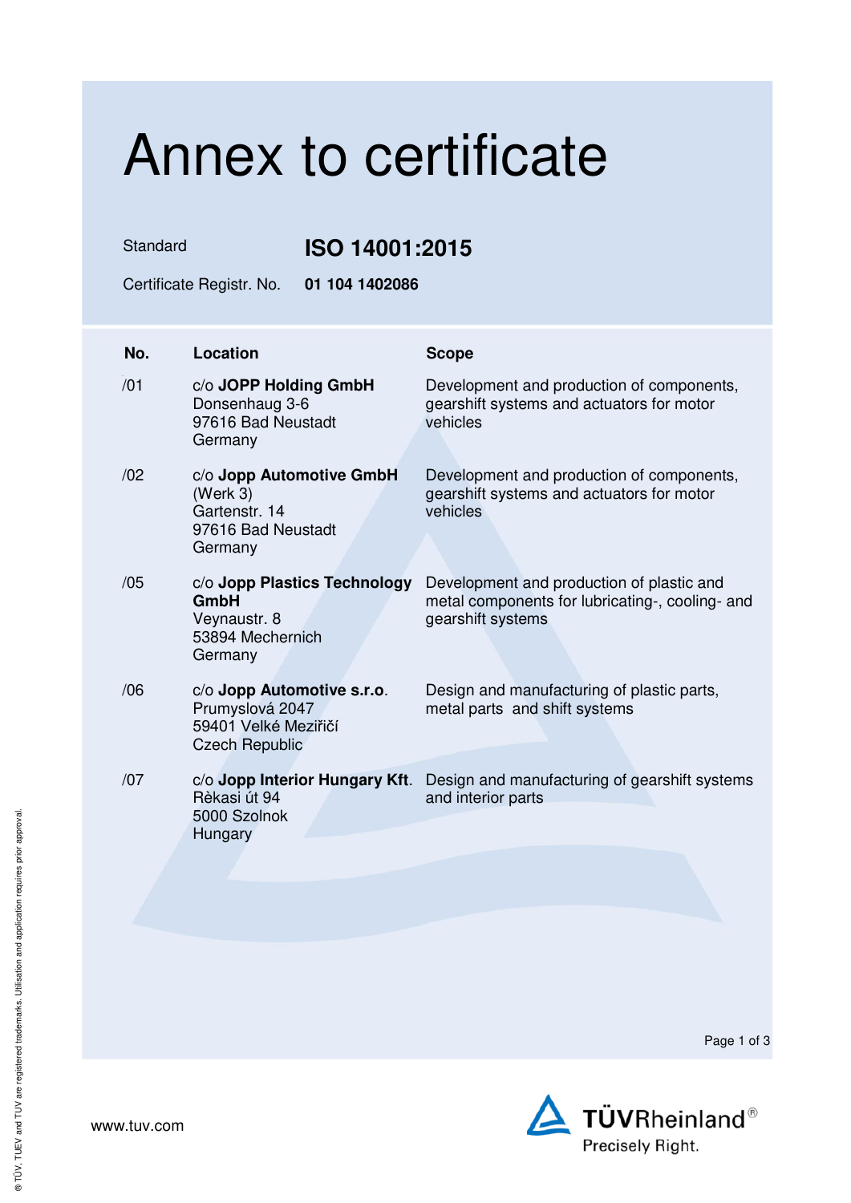# Annex to certificate

Standard **ISO 14001:2015**

Certificate Registr. No. **01 104 1402086**

| No. | Location | Scope |
| --- | --- | --- |
| /01 | c/o **JOPP Holding GmbH**<br>Donsenhaug 3-6<br>97616 Bad Neustadt<br>Germany | Development and production of components, gearshift systems and actuators for motor vehicles |
| /02 | c/o **Jopp Automotive GmbH**<br>(Werk 3)<br>Gartenstr. 14<br>97616 Bad Neustadt<br>Germany | Development and production of components, gearshift systems and actuators for motor vehicles |
| /05 | c/o **Jopp Plastics Technology GmbH**<br>Veynaustr. 8<br>53894 Mechernich<br>Germany | Development and production of plastic and metal components for lubricating-, cooling- and gearshift systems |
| /06 | c/o **Jopp Automotive s.r.o**.<br>Prumyslová 2047<br>59401 Velké Meziřičí<br>Czech Republic | Design and manufacturing of plastic parts, metal parts and shift systems |
| /07 | c/o **Jopp Interior Hungary Kft**.<br>Rèkasi út 94<br>5000 Szolnok<br>Hungary | Design and manufacturing of gearshift systems and interior parts |

www.tuv.com

TÜVRheinland®
Precisely Right.

® TÜV, TUEV and TUV are registered trademarks. Utilisation and application requires prior approval.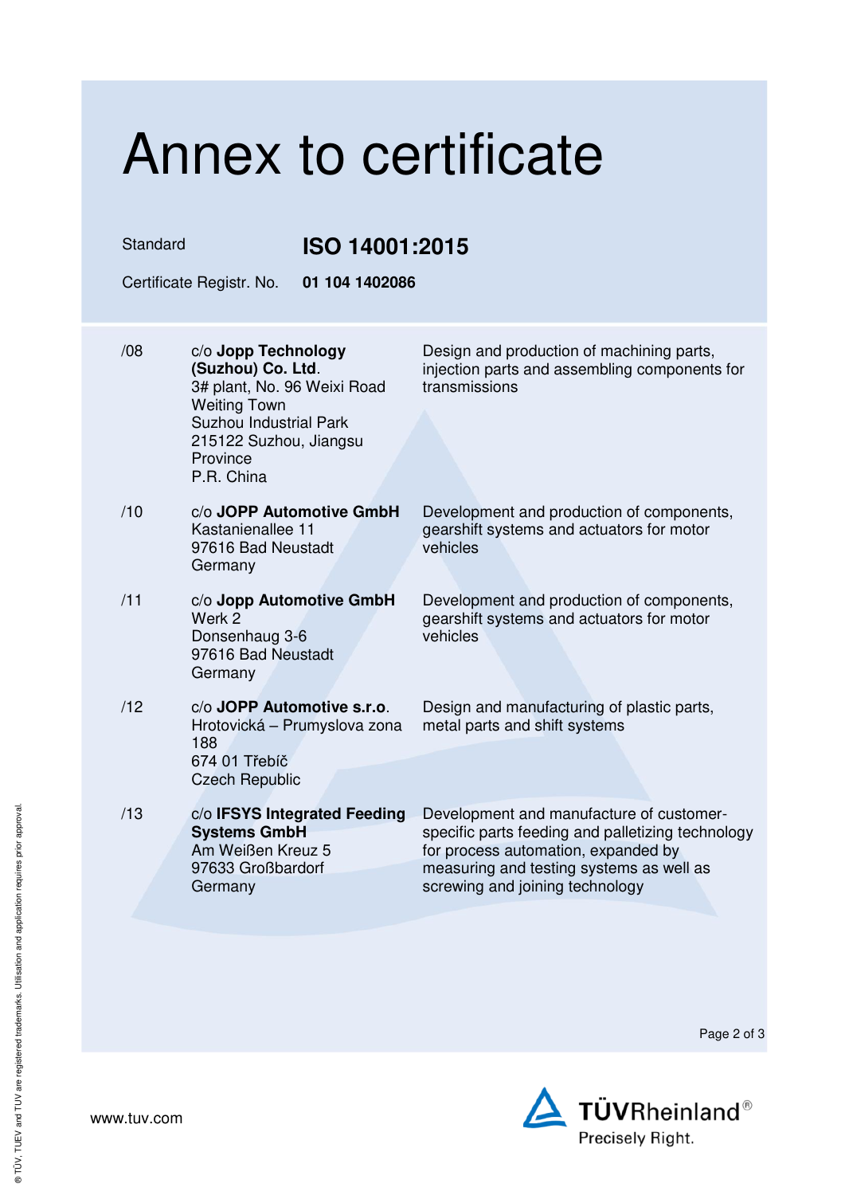# Annex to certificate

| | |
|---|---|
| Standard | **ISO 14001:2015** |
| Certificate Registr. No. | **01 104 1402086** |

| | | |
|---|---|---|
| /08 | c/o **Jopp Technology (Suzhou) Co. Ltd**.<br>3# plant, No. 96 Weixi Road<br>Weiting Town<br>Suzhou Industrial Park<br>215122 Suzhou, Jiangsu Province<br>P.R. China | Design and production of machining parts, injection parts and assembling components for transmissions |
| /10 | c/o **JOPP Automotive GmbH**<br>Kastanienallee 11<br>97616 Bad Neustadt<br>Germany | Development and production of components, gearshift systems and actuators for motor vehicles |
| /11 | c/o **Jopp Automotive GmbH**<br>Werk 2<br>Donsenhaug 3-6<br>97616 Bad Neustadt<br>Germany | Development and production of components, gearshift systems and actuators for motor vehicles |
| /12 | c/o **JOPP Automotive s.r.o**.<br>Hrotovická – Prumyslova zona 188<br>674 01 Třebíč<br>Czech Republic | Design and manufacturing of plastic parts, metal parts and shift systems |
| /13 | c/o **IFSYS Integrated Feeding Systems GmbH**<br>Am Weißen Kreuz 5<br>97633 Großbardorf<br>Germany | Development and manufacture of customer-specific parts feeding and palletizing technology for process automation, expanded by measuring and testing systems as well as screwing and joining technology |

www.tuv.com

TÜVRheinland®
Precisely Right.

® TÜV, TUEV and TUV are registered trademarks. Utilisation and application requires prior approval.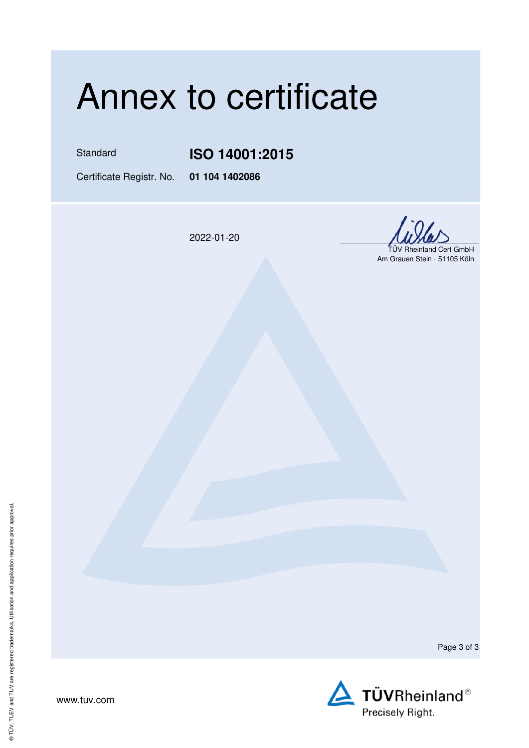# Annex to certificate

| | |
|---|---|
| Standard | **ISO 14001:2015** |
| Certificate Registr. No. | **01 104 1402086** |

2022-01-20

TÜV Rheinland Cert GmbH
Am Grauen Stein · 51105 Köln

® TÜV, TUEV and TUV are registered trademarks. Utilisation and application requires prior approval.

www.tuv.com

TÜVRheinland®
Precisely Right.